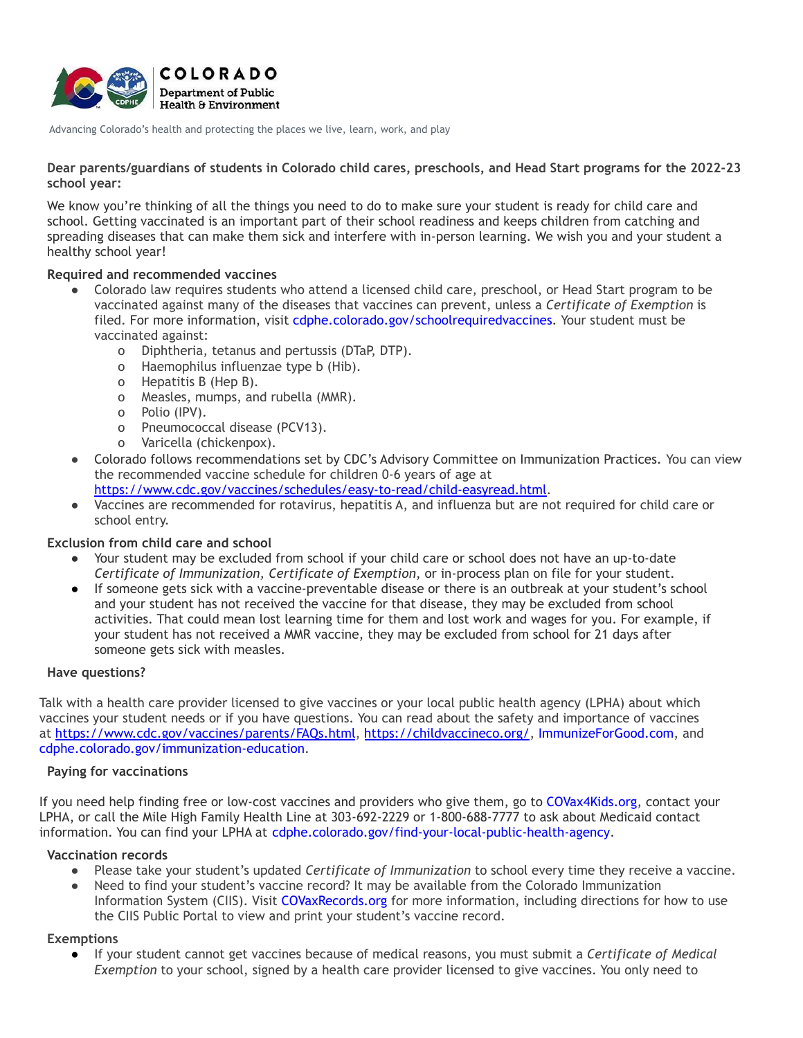COLORADO

Department of Public Health & Environment

Advancing Colorado's health and protecting the places we live, learn, work, and play

**Dear parents/guardians of students in Colorado child cares, preschools, and Head Start programs for the 2022-23 school year:**

We know you're thinking of all the things you need to do to make sure your student is ready for child care and school. Getting vaccinated is an important part of their school readiness and keeps children from catching and spreading diseases that can make them sick and interfere with in-person learning. We wish you and your student a healthy school year!

### Required and recommended vaccines

- Colorado law requires students who attend a licensed child care, preschool, or Head Start program to be vaccinated against many of the diseases that vaccines can prevent, unless a *Certificate of Exemption* is filed. For more information, visit cdphe.colorado.gov/schoolrequiredvaccines. Your student must be vaccinated against:
  - Diphtheria, tetanus and pertussis (DTaP, DTP).
  - Haemophilus influenzae type b (Hib).
  - Hepatitis B (Hep B).
  - Measles, mumps, and rubella (MMR).
  - Polio (IPV).
  - Pneumococcal disease (PCV13).
  - Varicella (chickenpox).
- Colorado follows recommendations set by CDC's Advisory Committee on Immunization Practices. You can view the recommended vaccine schedule for children 0-6 years of age at https://www.cdc.gov/vaccines/schedules/easy-to-read/child-easyread.html.
- Vaccines are recommended for rotavirus, hepatitis A, and influenza but are not required for child care or school entry.

### Exclusion from child care and school

- Your student may be excluded from school if your child care or school does not have an up-to-date *Certificate of Immunization, Certificate of Exemption*, or in-process plan on file for your student.
- If someone gets sick with a vaccine-preventable disease or there is an outbreak at your student's school and your student has not received the vaccine for that disease, they may be excluded from school activities. That could mean lost learning time for them and lost work and wages for you. For example, if your student has not received a MMR vaccine, they may be excluded from school for 21 days after someone gets sick with measles.

### Have questions?

Talk with a health care provider licensed to give vaccines or your local public health agency (LPHA) about which vaccines your student needs or if you have questions. You can read about the safety and importance of vaccines at https://www.cdc.gov/vaccines/parents/FAQs.html, https://childvaccineco.org/, ImmunizeForGood.com, and cdphe.colorado.gov/immunization-education.

### Paying for vaccinations

If you need help finding free or low-cost vaccines and providers who give them, go to COVax4Kids.org, contact your LPHA, or call the Mile High Family Health Line at 303-692-2229 or 1-800-688-7777 to ask about Medicaid contact information. You can find your LPHA at cdphe.colorado.gov/find-your-local-public-health-agency.

### Vaccination records

- Please take your student's updated *Certificate of Immunization* to school every time they receive a vaccine.
- Need to find your student's vaccine record? It may be available from the Colorado Immunization Information System (CIIS). Visit COVaxRecords.org for more information, including directions for how to use the CIIS Public Portal to view and print your student's vaccine record.

### Exemptions

- If your student cannot get vaccines because of medical reasons, you must submit a *Certificate of Medical Exemption* to your school, signed by a health care provider licensed to give vaccines. You only need to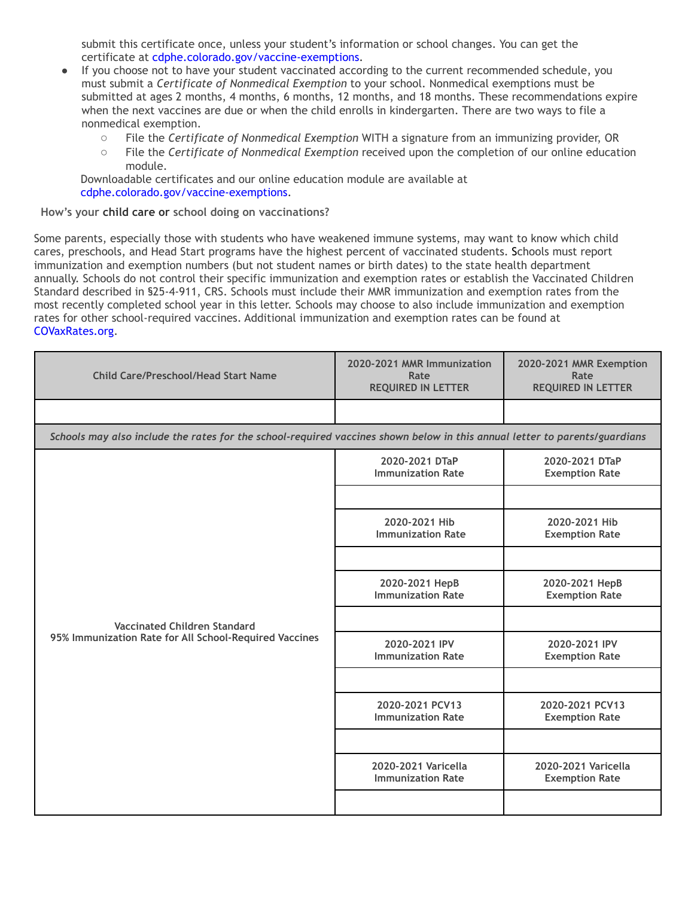submit this certificate once, unless your student's information or school changes. You can get the certificate at cdphe.colorado.gov/vaccine-exemptions.

- If you choose not to have your student vaccinated according to the current recommended schedule, you must submit a *Certificate of Nonmedical Exemption* to your school. Nonmedical exemptions must be submitted at ages 2 months, 4 months, 6 months, 12 months, and 18 months. These recommendations expire when the next vaccines are due or when the child enrolls in kindergarten. There are two ways to file a nonmedical exemption.
  - File the *Certificate of Nonmedical Exemption* WITH a signature from an immunizing provider, OR
  - File the *Certificate of Nonmedical Exemption* received upon the completion of our online education module.

  Downloadable certificates and our online education module are available at cdphe.colorado.gov/vaccine-exemptions.

**How's your child care or school doing on vaccinations?**

Some parents, especially those with students who have weakened immune systems, may want to know which child cares, preschools, and Head Start programs have the highest percent of vaccinated students. Schools must report immunization and exemption numbers (but not student names or birth dates) to the state health department annually. Schools do not control their specific immunization and exemption rates or establish the Vaccinated Children Standard described in §25-4-911, CRS. Schools must include their MMR immunization and exemption rates from the most recently completed school year in this letter. Schools may choose to also include immunization and exemption rates for other school-required vaccines. Additional immunization and exemption rates can be found at COVaxRates.org.

| Child Care/Preschool/Head Start Name | 2020-2021 MMR Immunization Rate REQUIRED IN LETTER | 2020-2021 MMR Exemption Rate REQUIRED IN LETTER |
|---|---|---|
| | | |
| *Schools may also include the rates for the school-required vaccines shown below in this annual letter to parents/guardians* | | |
| Vaccinated Children Standard 95% Immunization Rate for All School-Required Vaccines | **2020-2021 DTaP Immunization Rate** | **2020-2021 DTaP Exemption Rate** |
| | | |
| | **2020-2021 Hib Immunization Rate** | **2020-2021 Hib Exemption Rate** |
| | | |
| | **2020-2021 HepB Immunization Rate** | **2020-2021 HepB Exemption Rate** |
| | | |
| | **2020-2021 IPV Immunization Rate** | **2020-2021 IPV Exemption Rate** |
| | | |
| | **2020-2021 PCV13 Immunization Rate** | **2020-2021 PCV13 Exemption Rate** |
| | | |
| | **2020-2021 Varicella Immunization Rate** | **2020-2021 Varicella Exemption Rate** |
| | | |